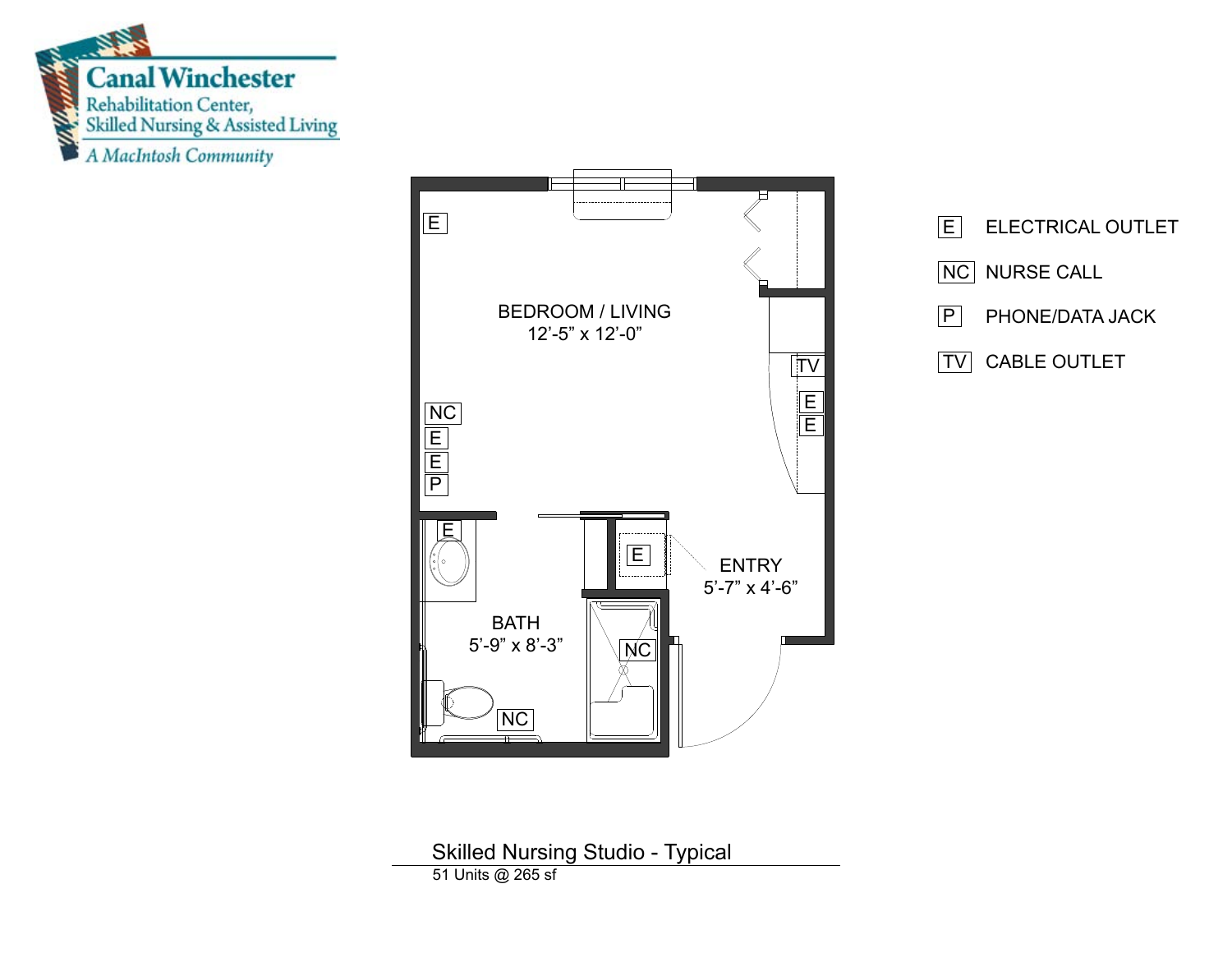Canal Winchester
Rehabilitation Center,
Skilled Nursing & Assisted Living
*A MacIntosh Community*

BEDROOM / LIVING
12'-5" x 12'-0"

ENTRY
5'-7" x 4'-6"

BATH
5'-9" x 8'-3"

| | |
|---|---|
| E | ELECTRICAL OUTLET |
| NC | NURSE CALL |
| P | PHONE/DATA JACK |
| TV | CABLE OUTLET |

## Skilled Nursing Studio - Typical

51 Units @ 265 sf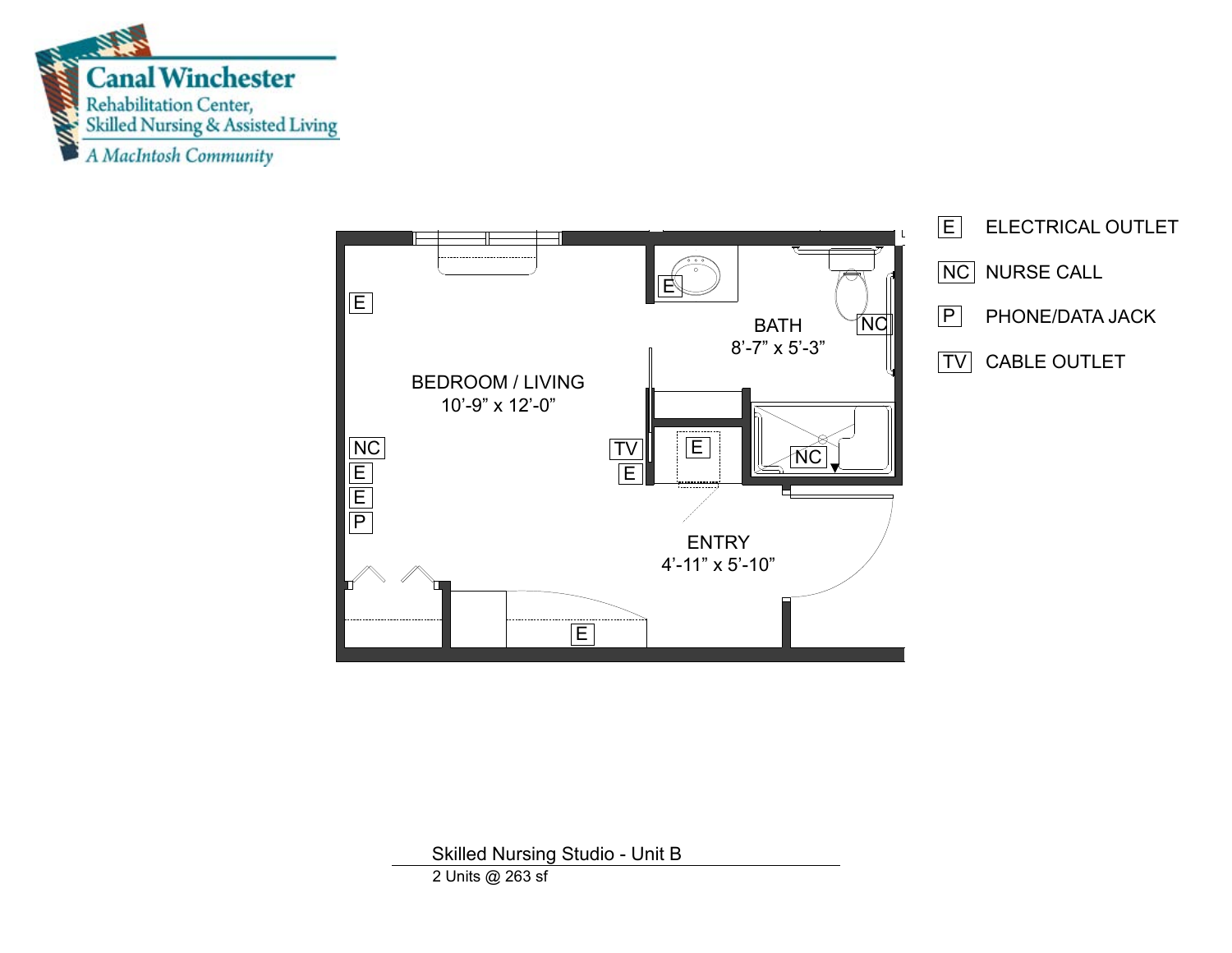Canal Winchester
Rehabilitation Center,
Skilled Nursing & Assisted Living
*A MacIntosh Community*

BEDROOM / LIVING
10'-9" x 12'-0"

BATH
8'-7" x 5'-3"

ENTRY
4'-11" x 5'-10"

| Symbol | Description |
|---|---|
| E | ELECTRICAL OUTLET |
| NC | NURSE CALL |
| P | PHONE/DATA JACK |
| TV | CABLE OUTLET |

Skilled Nursing Studio - Unit B

2 Units @ 263 sf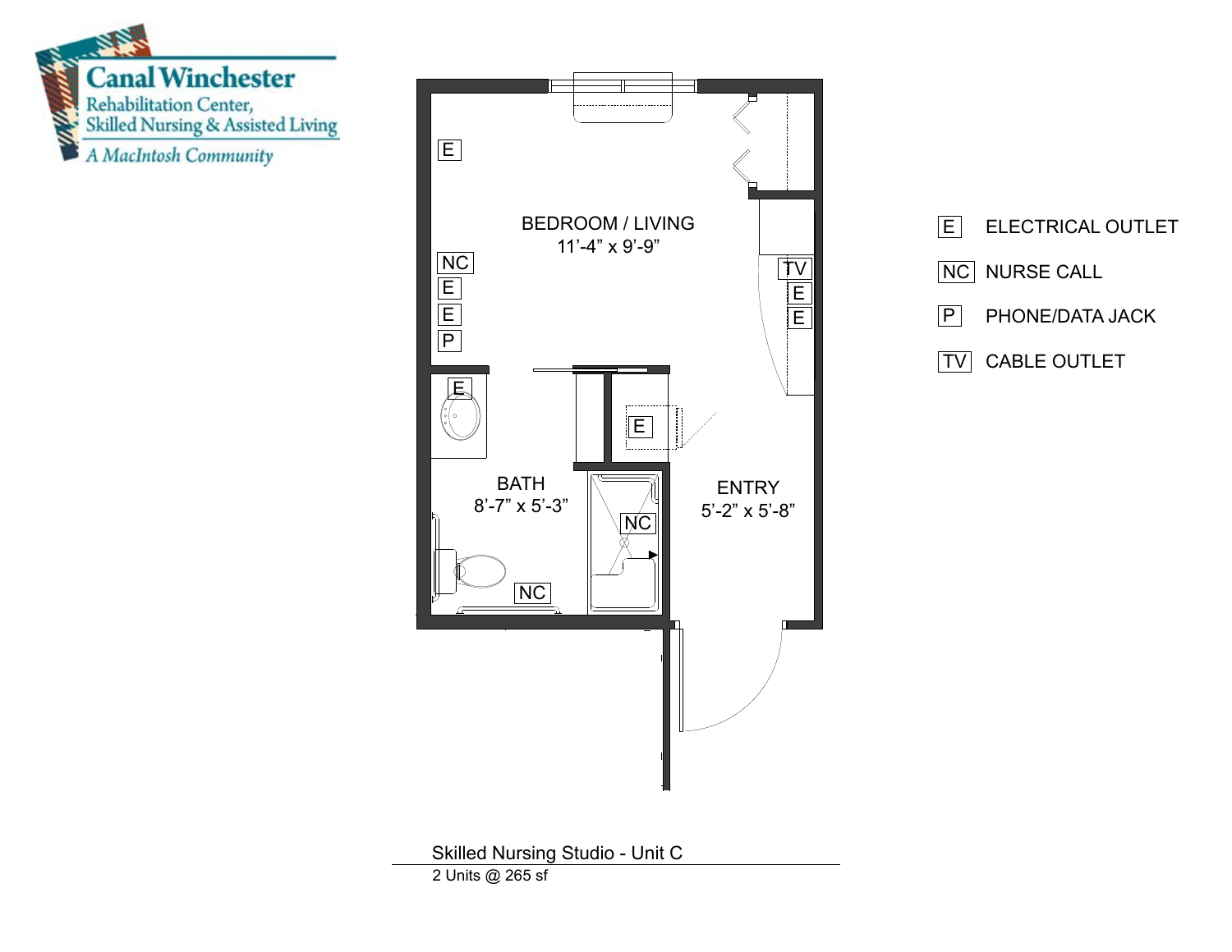Canal Winchester

Rehabilitation Center, Skilled Nursing & Assisted Living

*A MacIntosh Community*

BEDROOM / LIVING
11'-4" x 9'-9"

BATH
8'-7" x 5'-3"

ENTRY
5'-2" x 5'-8"

| Symbol | Meaning |
| --- | --- |
| E | ELECTRICAL OUTLET |
| NC | NURSE CALL |
| P | PHONE/DATA JACK |
| TV | CABLE OUTLET |

Skilled Nursing Studio - Unit C

2 Units @ 265 sf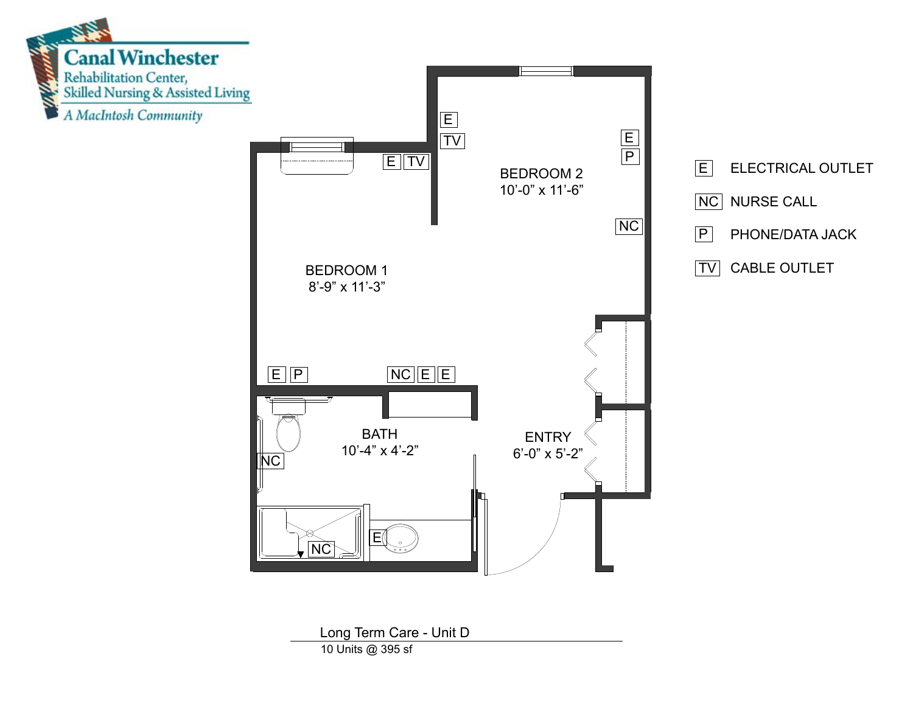**Canal Winchester**
Rehabilitation Center,
Skilled Nursing & Assisted Living
*A MacIntosh Community*

BEDROOM 2
10'-0" x 11'-6"

BEDROOM 1
8'-9" x 11'-3"

BATH
10'-4" x 4'-2"

ENTRY
6'-0" x 5'-2"

| Symbol | Description |
|---|---|
| E | ELECTRICAL OUTLET |
| NC | NURSE CALL |
| P | PHONE/DATA JACK |
| TV | CABLE OUTLET |

Long Term Care - Unit D

10 Units @ 395 sf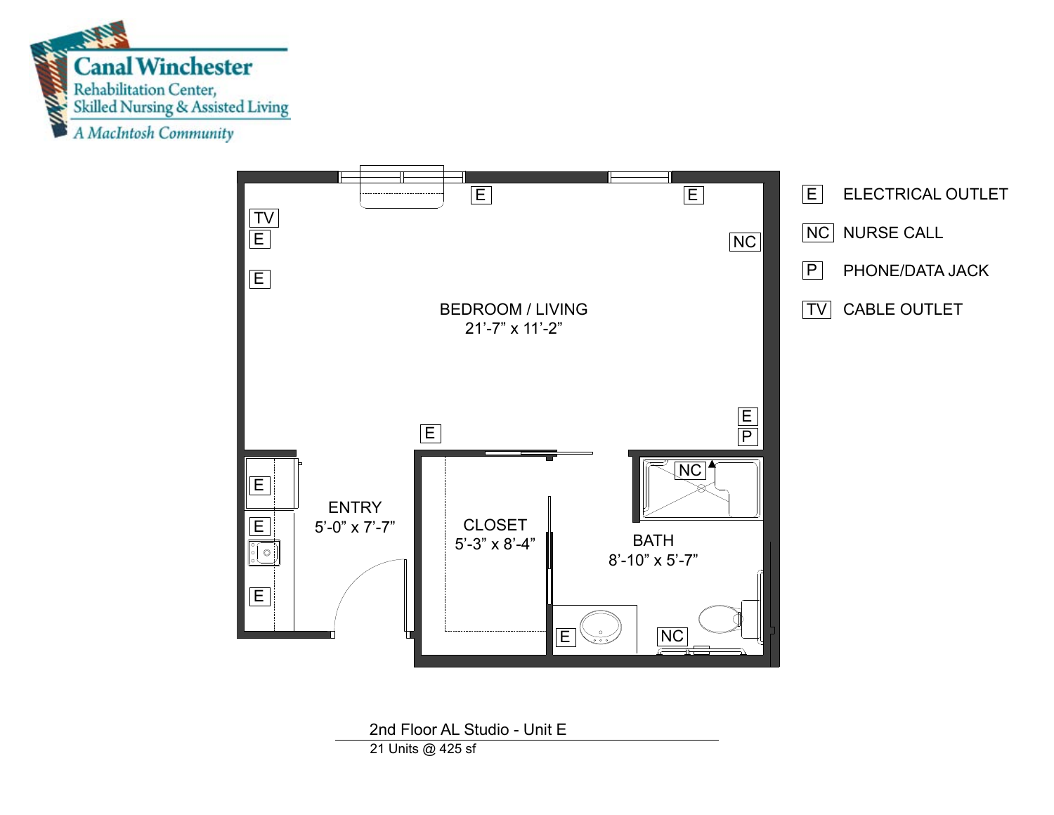Canal Winchester
Rehabilitation Center,
Skilled Nursing & Assisted Living
*A MacIntosh Community*

BEDROOM / LIVING
21'-7" x 11'-2"

ENTRY
5'-0" x 7'-7"

CLOSET
5'-3" x 8'-4"

BATH
8'-10" x 5'-7"

| Symbol | Meaning |
|---|---|
| E | ELECTRICAL OUTLET |
| NC | NURSE CALL |
| P | PHONE/DATA JACK |
| TV | CABLE OUTLET |

2nd Floor AL Studio - Unit E

21 Units @ 425 sf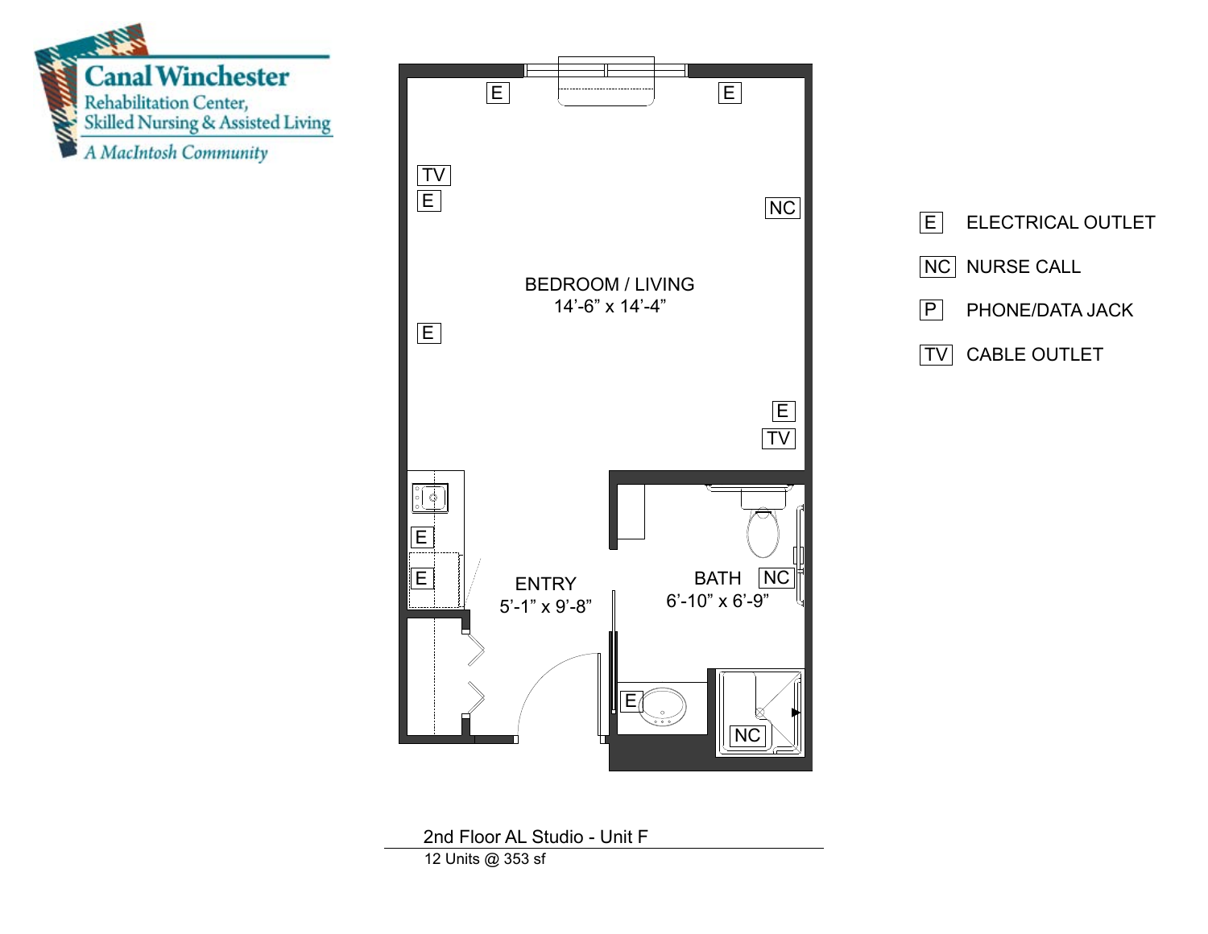Canal Winchester
Rehabilitation Center,
Skilled Nursing & Assisted Living
*A MacIntosh Community*

BEDROOM / LIVING
14'-6" x 14'-4"

ENTRY
5'-1" x 9'-8"

BATH
6'-10" x 6'-9"

| Symbol | Meaning |
|---|---|
| E | ELECTRICAL OUTLET |
| NC | NURSE CALL |
| P | PHONE/DATA JACK |
| TV | CABLE OUTLET |

2nd Floor AL Studio - Unit F

12 Units @ 353 sf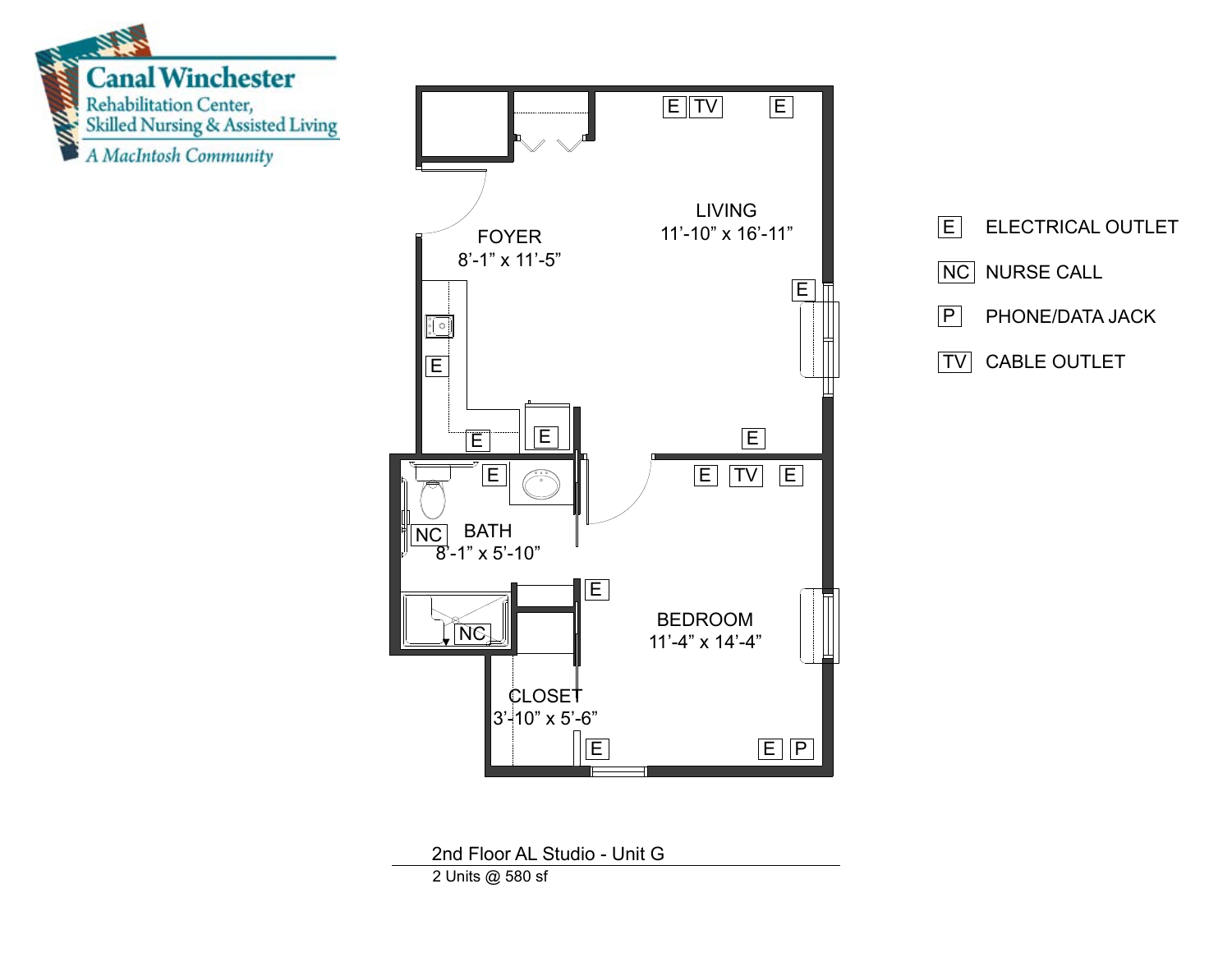**Canal Winchester**
Rehabilitation Center,
Skilled Nursing & Assisted Living
*A MacIntosh Community*

FOYER
8'-1" x 11'-5"

LIVING
11'-10" x 16'-11"

BATH
8'-1" x 5'-10"

BEDROOM
11'-4" x 14'-4"

CLOSET
3'-10" x 5'-6"

| Symbol | Meaning |
|---|---|
| E | ELECTRICAL OUTLET |
| NC | NURSE CALL |
| P | PHONE/DATA JACK |
| TV | CABLE OUTLET |

2nd Floor AL Studio - Unit G

2 Units @ 580 sf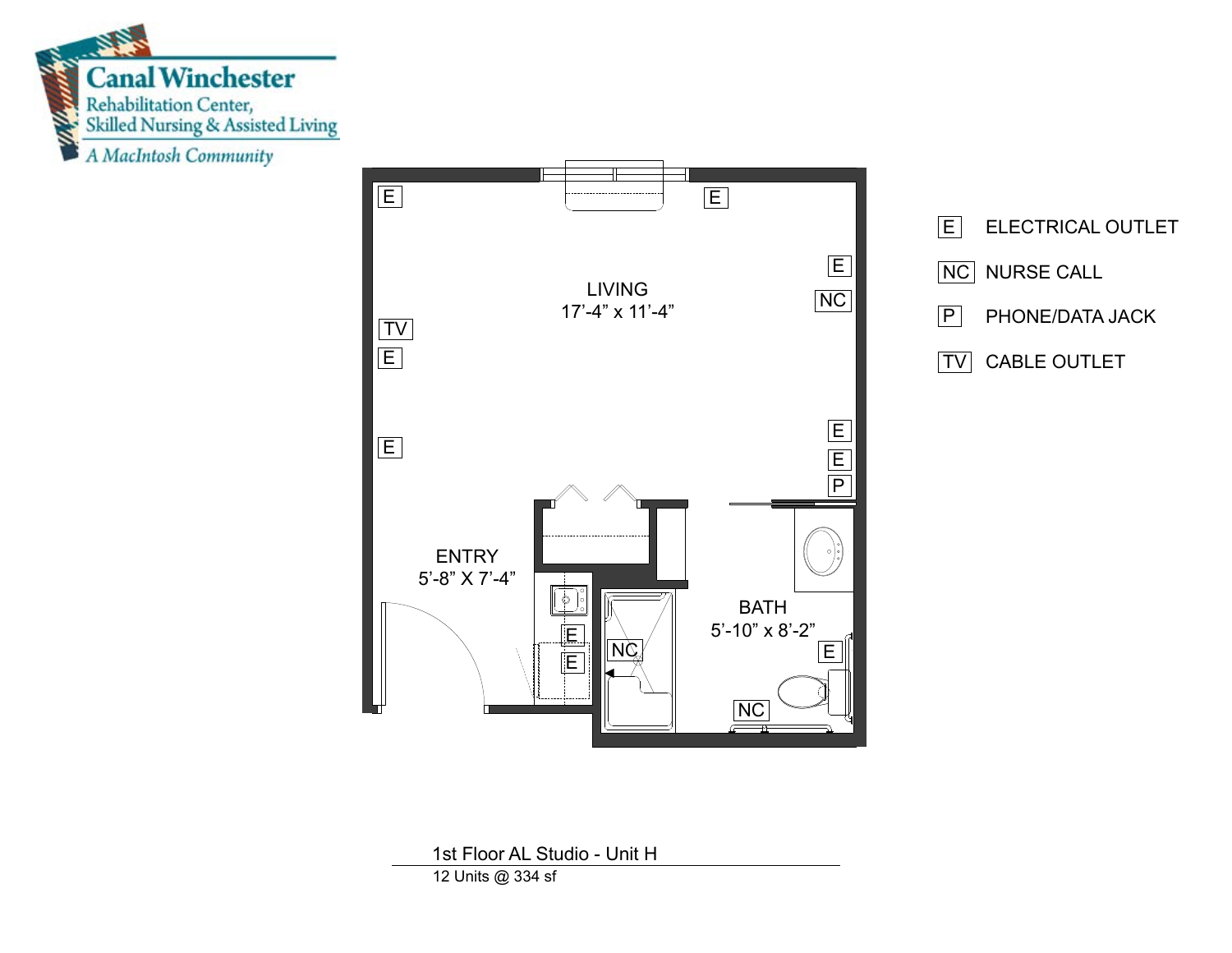Canal Winchester
Rehabilitation Center,
Skilled Nursing & Assisted Living
A MacIntosh Community

LIVING
17'-4" x 11'-4"

ENTRY
5'-8" X 7'-4"

BATH
5'-10" x 8'-2"

E ELECTRICAL OUTLET

NC NURSE CALL

P PHONE/DATA JACK

TV CABLE OUTLET

1st Floor AL Studio - Unit H

12 Units @ 334 sf